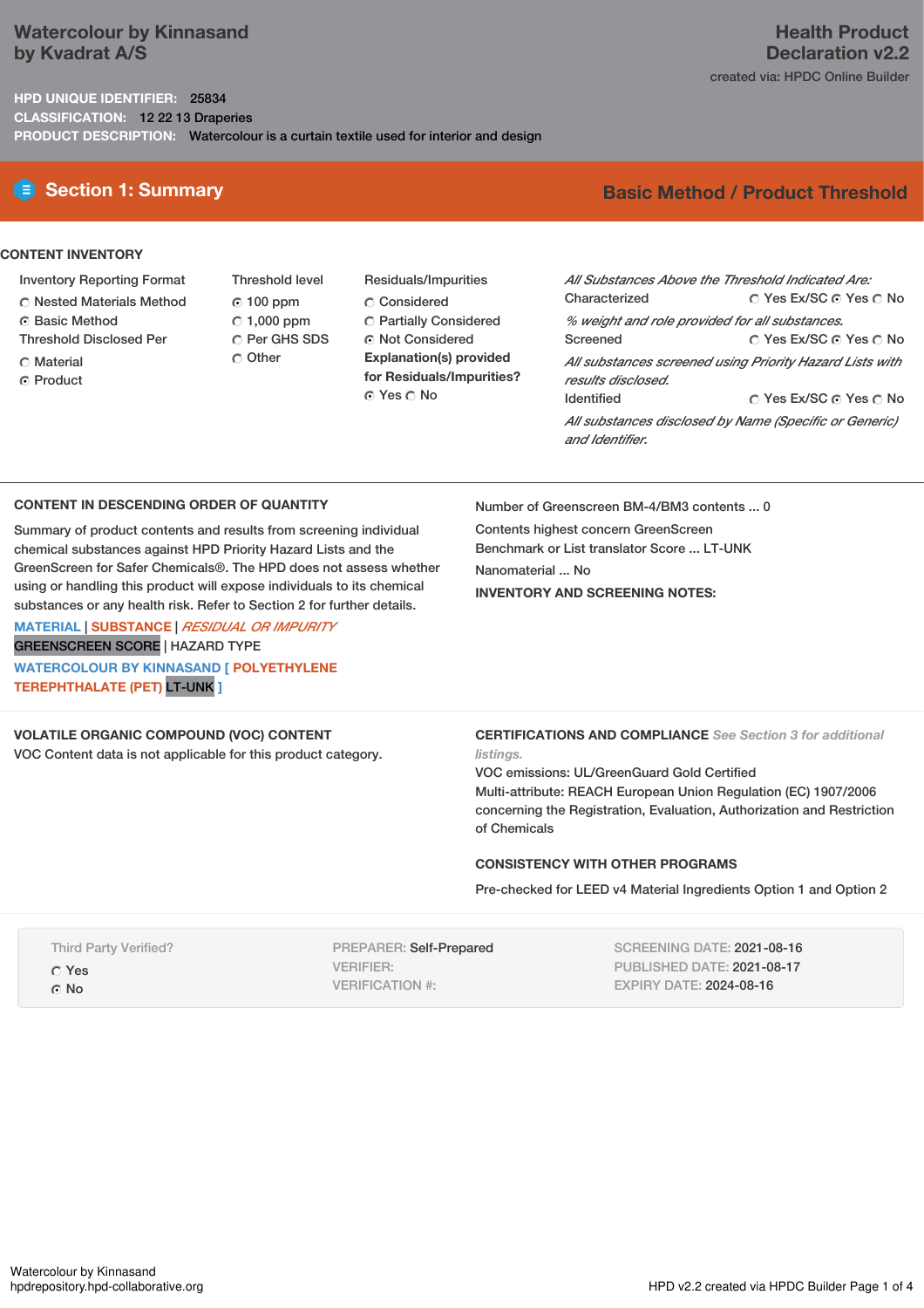# Watercolour by Kinnasand by Kvadrat A/S

## Health Product Declaration v2.2

created via: HPDC Online Builder

**HPD UNIQUE IDENTIFIER:** 25834
**CLASSIFICATION:** 12 22 13 Draperies
**PRODUCT DESCRIPTION:** Watercolour is a curtain textile used for interior and design

## Section 1: Summary

**Basic Method / Product Threshold**

### CONTENT INVENTORY

**Inventory Reporting Format**
- ○ Nested Materials Method
- ◉ Basic Method

**Threshold Disclosed Per**
- ○ Material
- ◉ Product

**Threshold level**
- ◉ 100 ppm
- ○ 1,000 ppm
- ○ Per GHS SDS
- ○ Other

**Residuals/Impurities**
- ○ Considered
- ○ Partially Considered
- ◉ Not Considered

**Explanation(s) provided for Residuals/Impurities?**
◉ Yes ○ No

*All Substances Above the Threshold Indicated Are:*

Characterized ○ Yes Ex/SC ◉ Yes ○ No
*% weight and role provided for all substances.*

Screened ○ Yes Ex/SC ◉ Yes ○ No
*All substances screened using Priority Hazard Lists with results disclosed.*

Identified ○ Yes Ex/SC ◉ Yes ○ No
*All substances disclosed by Name (Specific or Generic) and Identifier.*

### CONTENT IN DESCENDING ORDER OF QUANTITY

Summary of product contents and results from screening individual chemical substances against HPD Priority Hazard Lists and the GreenScreen for Safer Chemicals®. The HPD does not assess whether using or handling this product will expose individuals to its chemical substances or any health risk. Refer to Section 2 for further details.

MATERIAL | SUBSTANCE | *RESIDUAL OR IMPURITY*
GREENSCREEN SCORE | HAZARD TYPE

**WATERCOLOUR BY KINNASAND [ POLYETHYLENE TEREPHTHALATE (PET)** LT-UNK **]**

Number of Greenscreen BM-4/BM3 contents ... 0

Contents highest concern GreenScreen Benchmark or List translator Score ... LT-UNK

Nanomaterial ... No

**INVENTORY AND SCREENING NOTES:**

### VOLATILE ORGANIC COMPOUND (VOC) CONTENT

VOC Content data is not applicable for this product category.

### CERTIFICATIONS AND COMPLIANCE *See Section 3 for additional listings.*

VOC emissions: UL/GreenGuard Gold Certified

Multi-attribute: REACH European Union Regulation (EC) 1907/2006 concerning the Registration, Evaluation, Authorization and Restriction of Chemicals

### CONSISTENCY WITH OTHER PROGRAMS

Pre-checked for LEED v4 Material Ingredients Option 1 and Option 2

Third Party Verified?
- ○ Yes
- ◉ No

PREPARER: Self-Prepared
VERIFIER:
VERIFICATION #:

SCREENING DATE: 2021-08-16
PUBLISHED DATE: 2021-08-17
EXPIRY DATE: 2024-08-16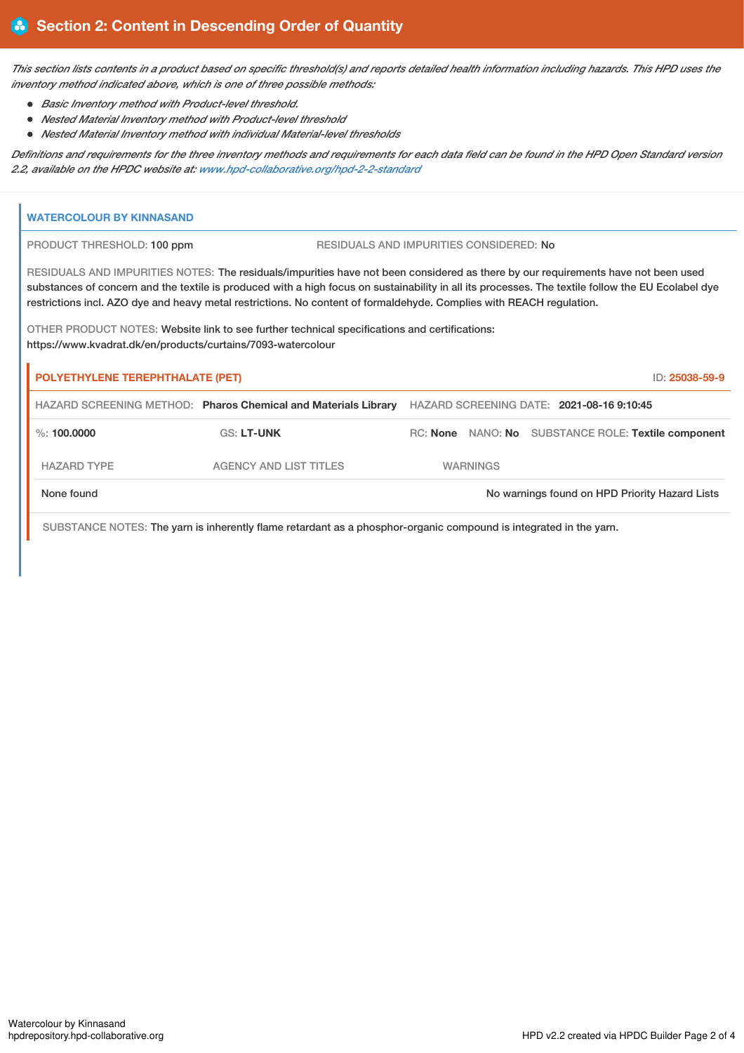## Section 2: Content in Descending Order of Quantity

*This section lists contents in a product based on specific threshold(s) and reports detailed health information including hazards. This HPD uses the inventory method indicated above, which is one of three possible methods:*

- *Basic Inventory method with Product-level threshold.*
- *Nested Material Inventory method with Product-level threshold*
- *Nested Material Inventory method with individual Material-level thresholds*

*Definitions and requirements for the three inventory methods and requirements for each data field can be found in the HPD Open Standard version 2.2, available on the HPDC website at: www.hpd-collaborative.org/hpd-2-2-standard*

### WATERCOLOUR BY KINNASAND

PRODUCT THRESHOLD: 100 ppm

RESIDUALS AND IMPURITIES CONSIDERED: No

RESIDUALS AND IMPURITIES NOTES: The residuals/impurities have not been considered as there by our requirements have not been used substances of concern and the textile is produced with a high focus on sustainability in all its processes. The textile follow the EU Ecolabel dye restrictions incl. AZO dye and heavy metal restrictions. No content of formaldehyde. Complies with REACH regulation.

OTHER PRODUCT NOTES: Website link to see further technical specifications and certifications: https://www.kvadrat.dk/en/products/curtains/7093-watercolour

#### POLYETHYLENE TEREPHTHALATE (PET)

ID: 25038-59-9

HAZARD SCREENING METHOD: **Pharos Chemical and Materials Library** HAZARD SCREENING DATE: **2021-08-16 9:10:45**

%: **100.0000** GS: **LT-UNK** RC: **None** NANO: **No** SUBSTANCE ROLE: **Textile component**

| HAZARD TYPE | AGENCY AND LIST TITLES | WARNINGS |
| --- | --- | --- |
| None found | | No warnings found on HPD Priority Hazard Lists |

SUBSTANCE NOTES: The yarn is inherently flame retardant as a phosphor-organic compound is integrated in the yarn.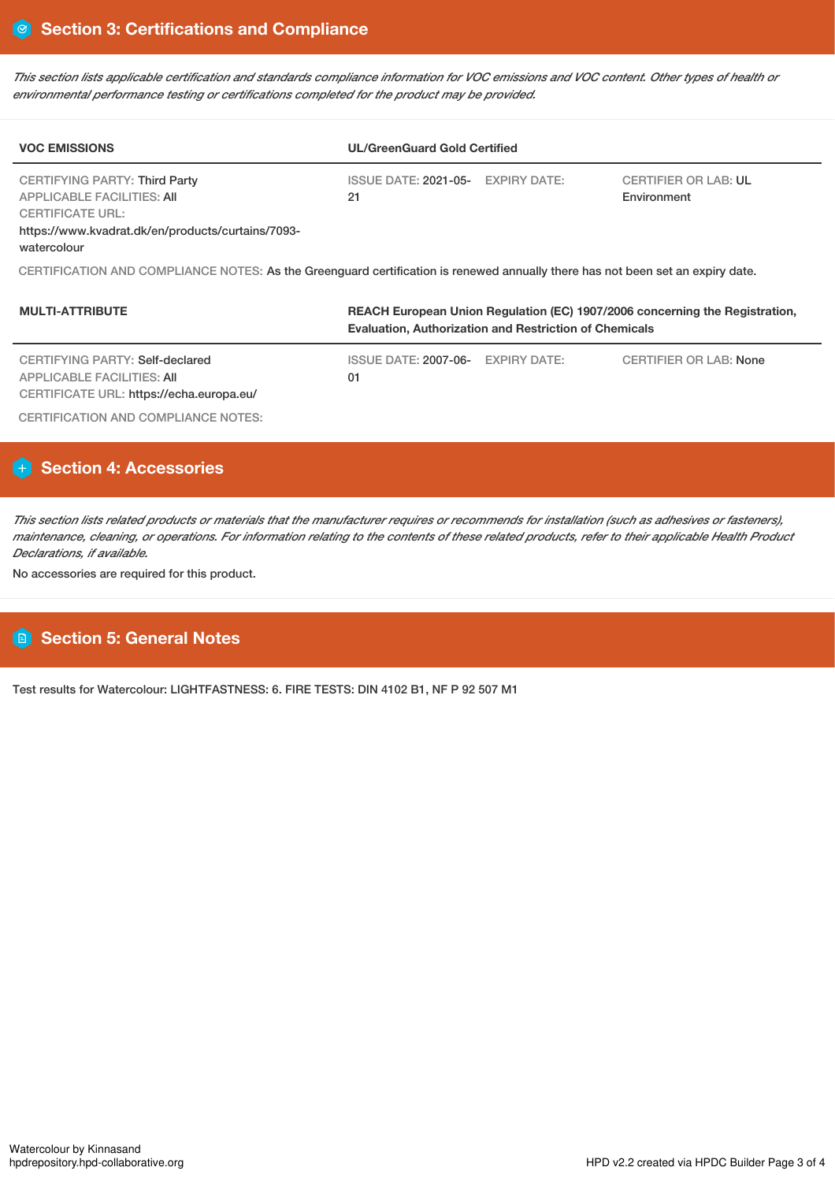## Section 3: Certifications and Compliance

*This section lists applicable certification and standards compliance information for VOC emissions and VOC content. Other types of health or environmental performance testing or certifications completed for the product may be provided.*

| **VOC EMISSIONS** | **UL/GreenGuard Gold Certified** | | |
|---|---|---|---|
| CERTIFYING PARTY: Third Party<br>APPLICABLE FACILITIES: All<br>CERTIFICATE URL:<br>https://www.kvadrat.dk/en/products/curtains/7093-watercolour | ISSUE DATE: 2021-05-21 | EXPIRY DATE: | CERTIFIER OR LAB: UL Environment |

CERTIFICATION AND COMPLIANCE NOTES: As the Greenguard certification is renewed annually there has not been set an expiry date.

| **MULTI-ATTRIBUTE** | **REACH European Union Regulation (EC) 1907/2006 concerning the Registration, Evaluation, Authorization and Restriction of Chemicals** | | |
|---|---|---|---|
| CERTIFYING PARTY: Self-declared<br>APPLICABLE FACILITIES: All<br>CERTIFICATE URL: https://echa.europa.eu/ | ISSUE DATE: 2007-06-01 | EXPIRY DATE: | CERTIFIER OR LAB: None |

CERTIFICATION AND COMPLIANCE NOTES:

## Section 4: Accessories

*This section lists related products or materials that the manufacturer requires or recommends for installation (such as adhesives or fasteners), maintenance, cleaning, or operations. For information relating to the contents of these related products, refer to their applicable Health Product Declarations, if available.*

No accessories are required for this product.

## Section 5: General Notes

Test results for Watercolour: LIGHTFASTNESS: 6. FIRE TESTS: DIN 4102 B1, NF P 92 507 M1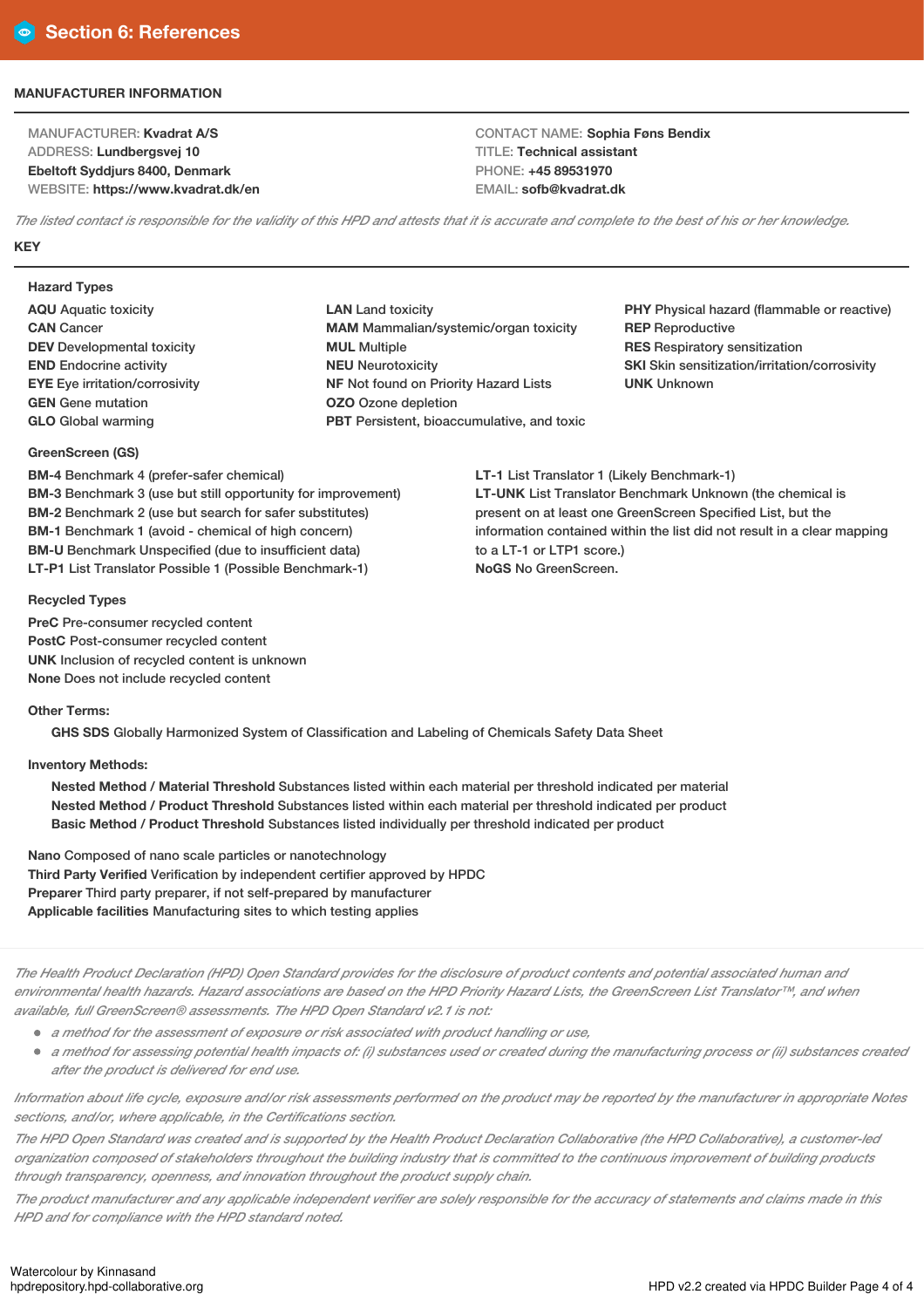# Section 6: References

## MANUFACTURER INFORMATION

MANUFACTURER: **Kvadrat A/S**
ADDRESS: **Lundbergsvej 10**
**Ebeltoft Syddjurs 8400, Denmark**
WEBSITE: **https://www.kvadrat.dk/en**

CONTACT NAME: **Sophia Føns Bendix**
TITLE: **Technical assistant**
PHONE: **+45 89531970**
EMAIL: **sofb@kvadrat.dk**

*The listed contact is responsible for the validity of this HPD and attests that it is accurate and complete to the best of his or her knowledge.*

## KEY

### Hazard Types

**AQU** Aquatic toxicity
**CAN** Cancer
**DEV** Developmental toxicity
**END** Endocrine activity
**EYE** Eye irritation/corrosivity
**GEN** Gene mutation
**GLO** Global warming
**LAN** Land toxicity
**MAM** Mammalian/systemic/organ toxicity
**MUL** Multiple
**NEU** Neurotoxicity
**NF** Not found on Priority Hazard Lists
**OZO** Ozone depletion
**PBT** Persistent, bioaccumulative, and toxic
**PHY** Physical hazard (flammable or reactive)
**REP** Reproductive
**RES** Respiratory sensitization
**SKI** Skin sensitization/irritation/corrosivity
**UNK** Unknown

### GreenScreen (GS)

**BM-4** Benchmark 4 (prefer-safer chemical)
**BM-3** Benchmark 3 (use but still opportunity for improvement)
**BM-2** Benchmark 2 (use but search for safer substitutes)
**BM-1** Benchmark 1 (avoid - chemical of high concern)
**BM-U** Benchmark Unspecified (due to insufficient data)
**LT-P1** List Translator Possible 1 (Possible Benchmark-1)
**LT-1** List Translator 1 (Likely Benchmark-1)
**LT-UNK** List Translator Benchmark Unknown (the chemical is present on at least one GreenScreen Specified List, but the information contained within the list did not result in a clear mapping to a LT-1 or LTP1 score.)
**NoGS** No GreenScreen.

### Recycled Types

**PreC** Pre-consumer recycled content
**PostC** Post-consumer recycled content
**UNK** Inclusion of recycled content is unknown
**None** Does not include recycled content

### Other Terms:

**GHS SDS** Globally Harmonized System of Classification and Labeling of Chemicals Safety Data Sheet

### Inventory Methods:

**Nested Method / Material Threshold** Substances listed within each material per threshold indicated per material
**Nested Method / Product Threshold** Substances listed within each material per threshold indicated per product
**Basic Method / Product Threshold** Substances listed individually per threshold indicated per product

**Nano** Composed of nano scale particles or nanotechnology
**Third Party Verified** Verification by independent certifier approved by HPDC
**Preparer** Third party preparer, if not self-prepared by manufacturer
**Applicable facilities** Manufacturing sites to which testing applies

*The Health Product Declaration (HPD) Open Standard provides for the disclosure of product contents and potential associated human and environmental health hazards. Hazard associations are based on the HPD Priority Hazard Lists, the GreenScreen List Translator™, and when available, full GreenScreen® assessments. The HPD Open Standard v2.1 is not:*

- *a method for the assessment of exposure or risk associated with product handling or use,*
- *a method for assessing potential health impacts of: (i) substances used or created during the manufacturing process or (ii) substances created after the product is delivered for end use.*

*Information about life cycle, exposure and/or risk assessments performed on the product may be reported by the manufacturer in appropriate Notes sections, and/or, where applicable, in the Certifications section.*

*The HPD Open Standard was created and is supported by the Health Product Declaration Collaborative (the HPD Collaborative), a customer-led organization composed of stakeholders throughout the building industry that is committed to the continuous improvement of building products through transparency, openness, and innovation throughout the product supply chain.*

*The product manufacturer and any applicable independent verifier are solely responsible for the accuracy of statements and claims made in this HPD and for compliance with the HPD standard noted.*